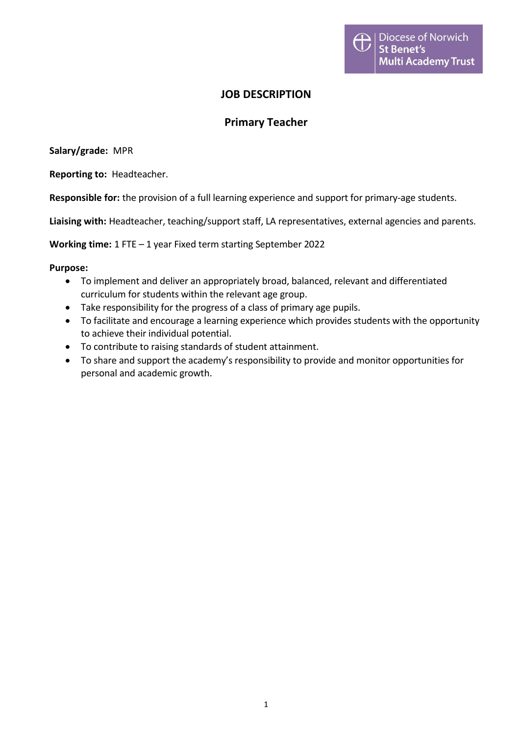Diocese of Norwich
St Benet's
Multi Academy Trust

# JOB DESCRIPTION

## Primary Teacher

**Salary/grade:** MPR

**Reporting to:** Headteacher.

**Responsible for:** the provision of a full learning experience and support for primary-age students.

**Liaising with:** Headteacher, teaching/support staff, LA representatives, external agencies and parents.

**Working time:** 1 FTE – 1 year Fixed term starting September 2022

**Purpose:**

- To implement and deliver an appropriately broad, balanced, relevant and differentiated curriculum for students within the relevant age group.
- Take responsibility for the progress of a class of primary age pupils.
- To facilitate and encourage a learning experience which provides students with the opportunity to achieve their individual potential.
- To contribute to raising standards of student attainment.
- To share and support the academy's responsibility to provide and monitor opportunities for personal and academic growth.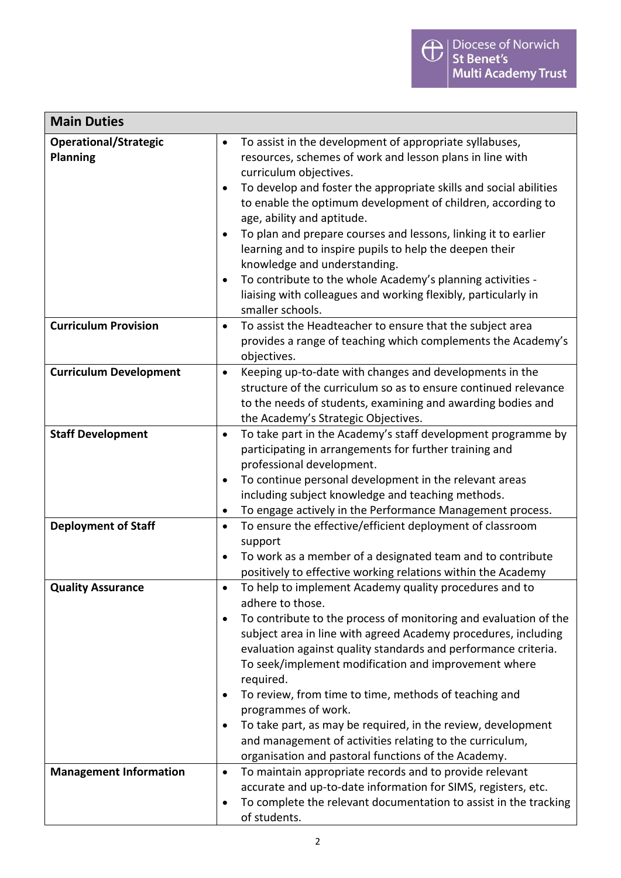| Main Duties | |
|---|---|
| **Operational/Strategic Planning** | • To assist in the development of appropriate syllabuses, resources, schemes of work and lesson plans in line with curriculum objectives.<br>• To develop and foster the appropriate skills and social abilities to enable the optimum development of children, according to age, ability and aptitude.<br>• To plan and prepare courses and lessons, linking it to earlier learning and to inspire pupils to help the deepen their knowledge and understanding.<br>• To contribute to the whole Academy's planning activities - liaising with colleagues and working flexibly, particularly in smaller schools. |
| **Curriculum Provision** | • To assist the Headteacher to ensure that the subject area provides a range of teaching which complements the Academy's objectives. |
| **Curriculum Development** | • Keeping up-to-date with changes and developments in the structure of the curriculum so as to ensure continued relevance to the needs of students, examining and awarding bodies and the Academy's Strategic Objectives. |
| **Staff Development** | • To take part in the Academy's staff development programme by participating in arrangements for further training and professional development.<br>• To continue personal development in the relevant areas including subject knowledge and teaching methods.<br>• To engage actively in the Performance Management process. |
| **Deployment of Staff** | • To ensure the effective/efficient deployment of classroom support<br>• To work as a member of a designated team and to contribute positively to effective working relations within the Academy |
| **Quality Assurance** | • To help to implement Academy quality procedures and to adhere to those.<br>• To contribute to the process of monitoring and evaluation of the subject area in line with agreed Academy procedures, including evaluation against quality standards and performance criteria. To seek/implement modification and improvement where required.<br>• To review, from time to time, methods of teaching and programmes of work.<br>• To take part, as may be required, in the review, development and management of activities relating to the curriculum, organisation and pastoral functions of the Academy. |
| **Management Information** | • To maintain appropriate records and to provide relevant accurate and up-to-date information for SIMS, registers, etc.<br>• To complete the relevant documentation to assist in the tracking of students. |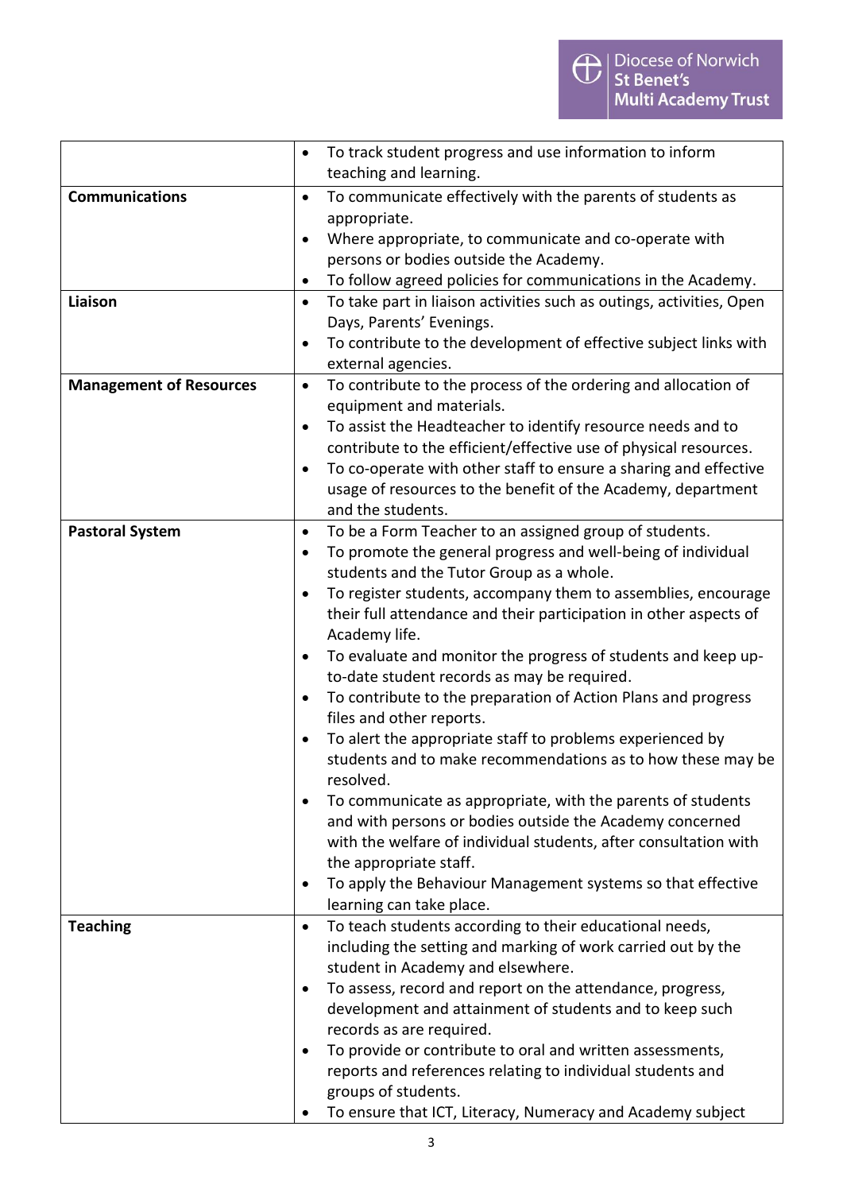|  |  |
|---|---|
|  | • To track student progress and use information to inform teaching and learning. |
| **Communications** | • To communicate effectively with the parents of students as appropriate.<br>• Where appropriate, to communicate and co-operate with persons or bodies outside the Academy.<br>• To follow agreed policies for communications in the Academy. |
| **Liaison** | • To take part in liaison activities such as outings, activities, Open Days, Parents' Evenings.<br>• To contribute to the development of effective subject links with external agencies. |
| **Management of Resources** | • To contribute to the process of the ordering and allocation of equipment and materials.<br>• To assist the Headteacher to identify resource needs and to contribute to the efficient/effective use of physical resources.<br>• To co-operate with other staff to ensure a sharing and effective usage of resources to the benefit of the Academy, department and the students. |
| **Pastoral System** | • To be a Form Teacher to an assigned group of students.<br>• To promote the general progress and well-being of individual students and the Tutor Group as a whole.<br>• To register students, accompany them to assemblies, encourage their full attendance and their participation in other aspects of Academy life.<br>• To evaluate and monitor the progress of students and keep up-to-date student records as may be required.<br>• To contribute to the preparation of Action Plans and progress files and other reports.<br>• To alert the appropriate staff to problems experienced by students and to make recommendations as to how these may be resolved.<br>• To communicate as appropriate, with the parents of students and with persons or bodies outside the Academy concerned with the welfare of individual students, after consultation with the appropriate staff.<br>• To apply the Behaviour Management systems so that effective learning can take place. |
| **Teaching** | • To teach students according to their educational needs, including the setting and marking of work carried out by the student in Academy and elsewhere.<br>• To assess, record and report on the attendance, progress, development and attainment of students and to keep such records as are required.<br>• To provide or contribute to oral and written assessments, reports and references relating to individual students and groups of students.<br>• To ensure that ICT, Literacy, Numeracy and Academy subject |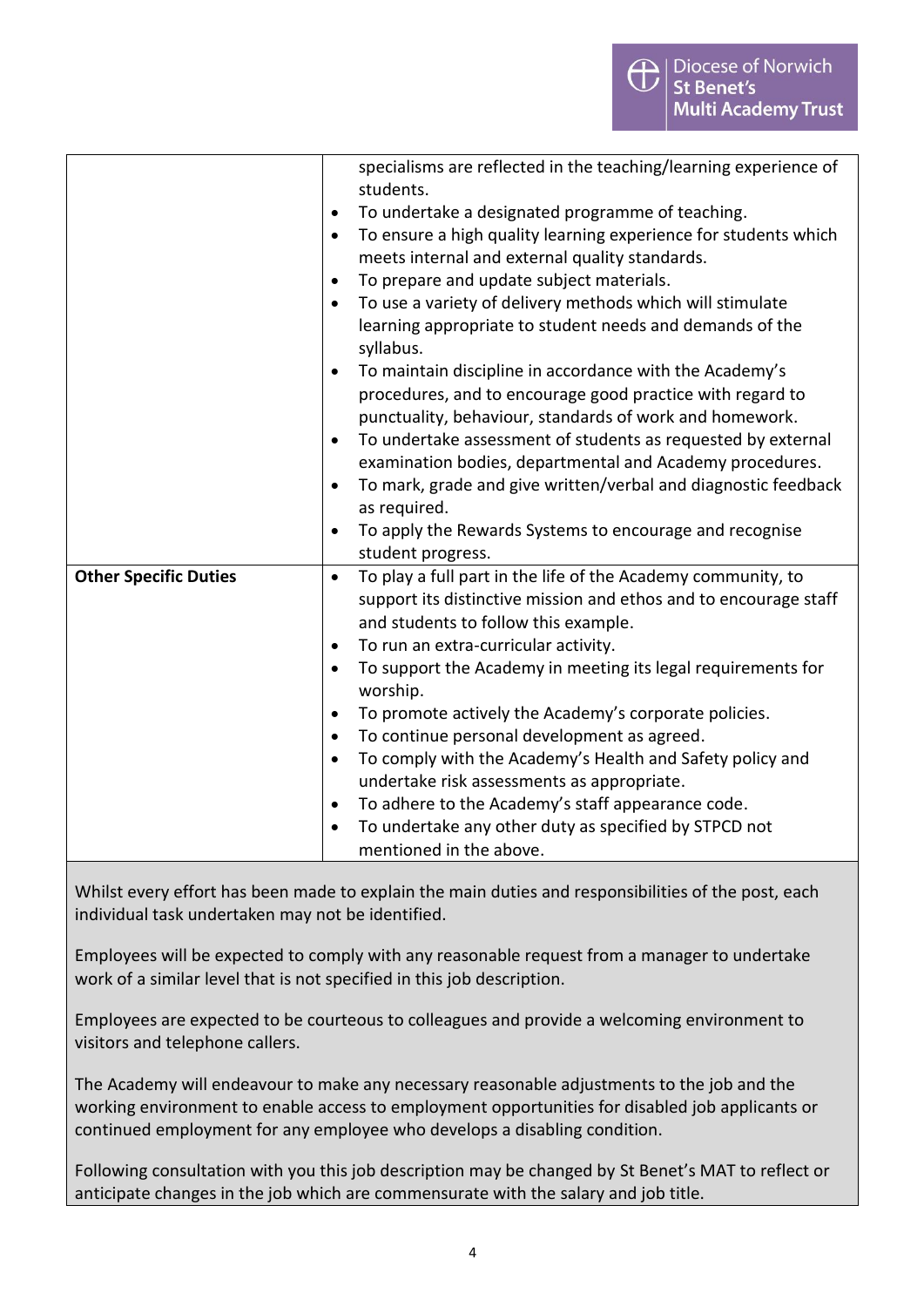| | |
|---|---|
| | specialisms are reflected in the teaching/learning experience of students.<br>• To undertake a designated programme of teaching.<br>• To ensure a high quality learning experience for students which meets internal and external quality standards.<br>• To prepare and update subject materials.<br>• To use a variety of delivery methods which will stimulate learning appropriate to student needs and demands of the syllabus.<br>• To maintain discipline in accordance with the Academy's procedures, and to encourage good practice with regard to punctuality, behaviour, standards of work and homework.<br>• To undertake assessment of students as requested by external examination bodies, departmental and Academy procedures.<br>• To mark, grade and give written/verbal and diagnostic feedback as required.<br>• To apply the Rewards Systems to encourage and recognise student progress. |
| **Other Specific Duties** | • To play a full part in the life of the Academy community, to support its distinctive mission and ethos and to encourage staff and students to follow this example.<br>• To run an extra-curricular activity.<br>• To support the Academy in meeting its legal requirements for worship.<br>• To promote actively the Academy's corporate policies.<br>• To continue personal development as agreed.<br>• To comply with the Academy's Health and Safety policy and undertake risk assessments as appropriate.<br>• To adhere to the Academy's staff appearance code.<br>• To undertake any other duty as specified by STPCD not mentioned in the above. |

Whilst every effort has been made to explain the main duties and responsibilities of the post, each individual task undertaken may not be identified.

Employees will be expected to comply with any reasonable request from a manager to undertake work of a similar level that is not specified in this job description.

Employees are expected to be courteous to colleagues and provide a welcoming environment to visitors and telephone callers.

The Academy will endeavour to make any necessary reasonable adjustments to the job and the working environment to enable access to employment opportunities for disabled job applicants or continued employment for any employee who develops a disabling condition.

Following consultation with you this job description may be changed by St Benet's MAT to reflect or anticipate changes in the job which are commensurate with the salary and job title.